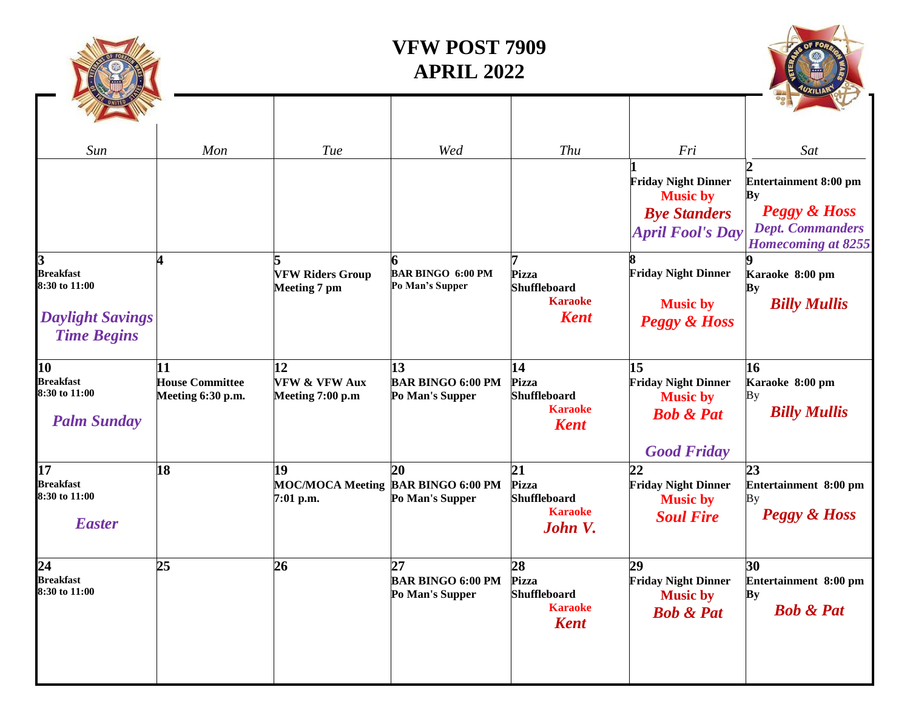# VFW POST 7909
# APRIL 2022

| Sun | Mon | Tue | Wed | Thu | Fri | Sat |
|---|---|---|---|---|---|---|
| | | | | | **1** Friday Night Dinner Music by *Bye Standers* *April Fool's Day* | **2** Entertainment 8:00 pm By *Peggy & Hoss* *Dept. Commanders Homecoming at 8255* |
| **3** Breakfast 8:30 to 11:00 *Daylight Savings Time Begins* | **4** | **5** VFW Riders Group Meeting 7 pm | **6** BAR BINGO 6:00 PM Po Man's Supper | **7** Pizza Shuffleboard Karaoke *Kent* | **8** Friday Night Dinner Music by *Peggy & Hoss* | **9** Karaoke 8:00 pm By *Billy Mullis* |
| **10** Breakfast 8:30 to 11:00 *Palm Sunday* | **11** House Committee Meeting 6:30 p.m. | **12** VFW & VFW Aux Meeting 7:00 p.m | **13** BAR BINGO 6:00 PM Po Man's Supper | **14** Pizza Shuffleboard Karaoke *Kent* | **15** Friday Night Dinner Music by *Bob & Pat* *Good Friday* | **16** Karaoke 8:00 pm By *Billy Mullis* |
| **17** Breakfast 8:30 to 11:00 *Easter* | **18** | **19** MOC/MOCA Meeting 7:01 p.m. | **20** BAR BINGO 6:00 PM Po Man's Supper | **21** Pizza Shuffleboard Karaoke *John V.* | **22** Friday Night Dinner Music by *Soul Fire* | **23** Entertainment 8:00 pm By *Peggy & Hoss* |
| **24** Breakfast 8:30 to 11:00 | **25** | **26** | **27** BAR BINGO 6:00 PM Po Man's Supper | **28** Pizza Shuffleboard Karaoke *Kent* | **29** Friday Night Dinner Music by *Bob & Pat* | **30** Entertainment 8:00 pm By *Bob & Pat* |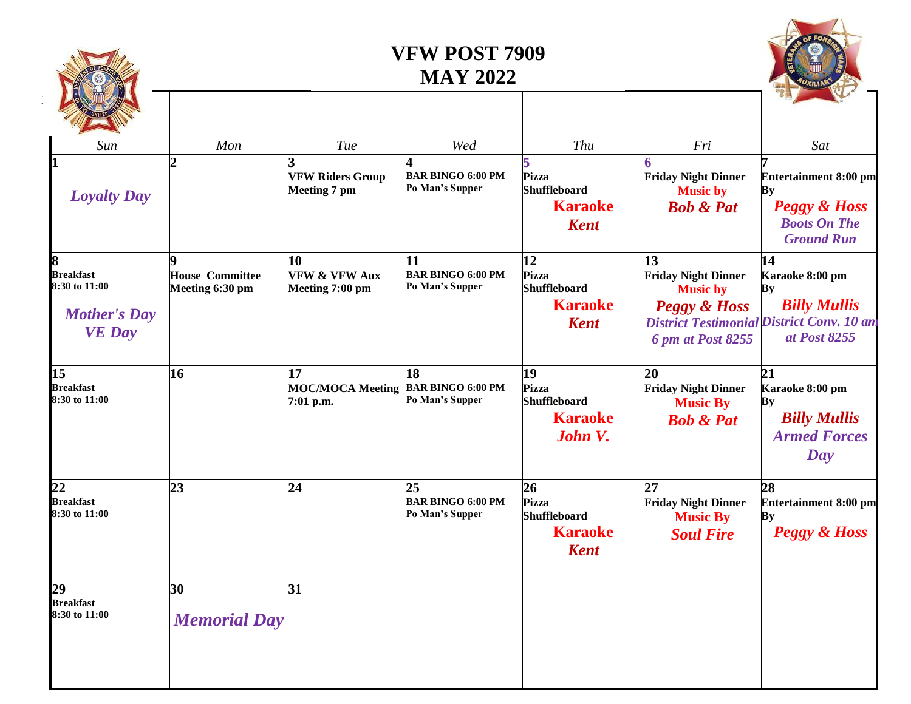# VFW POST 7909

## MAY 2022

| Sun | Mon | Tue | Wed | Thu | Fri | Sat |
|---|---|---|---|---|---|---|
| **1** *Loyalty Day* | **2** | **3** **VFW Riders Group Meeting 7 pm** | **4** **BAR BINGO 6:00 PM** **Po Man's Supper** | **5** **Pizza** **Shuffleboard** **Karaoke** ***Kent*** | **6** **Friday Night Dinner** **Music by** ***Bob & Pat*** | **7** **Entertainment 8:00 pm By** ***Peggy & Hoss*** ***Boots On The Ground Run*** |
| **8** **Breakfast 8:30 to 11:00** *Mother's Day* *VE Day* | **9** **House Committee Meeting 6:30 pm** | **10** **VFW & VFW Aux Meeting 7:00 pm** | **11** **BAR BINGO 6:00 PM** **Po Man's Supper** | **12** **Pizza** **Shuffleboard** **Karaoke** ***Kent*** | **13** **Friday Night Dinner** **Music by** ***Peggy & Hoss*** ***District Testimonial 6 pm at Post 8255*** | **14** **Karaoke 8:00 pm By** ***Billy Mullis*** ***District Conv. 10 am at Post 8255*** |
| **15** **Breakfast 8:30 to 11:00** | **16** | **17** **MOC/MOCA Meeting 7:01 p.m.** | **18** **BAR BINGO 6:00 PM** **Po Man's Supper** | **19** **Pizza** **Shuffleboard** **Karaoke** ***John V.*** | **20** **Friday Night Dinner** **Music By** ***Bob & Pat*** | **21** **Karaoke 8:00 pm By** ***Billy Mullis*** ***Armed Forces Day*** |
| **22** **Breakfast 8:30 to 11:00** | **23** | **24** | **25** **BAR BINGO 6:00 PM** **Po Man's Supper** | **26** **Pizza** **Shuffleboard** **Karaoke** ***Kent*** | **27** **Friday Night Dinner** **Music By** ***Soul Fire*** | **28** **Entertainment 8:00 pm By** ***Peggy & Hoss*** |
| **29** **Breakfast 8:30 to 11:00** | **30** *Memorial Day* | **31** | | | | |